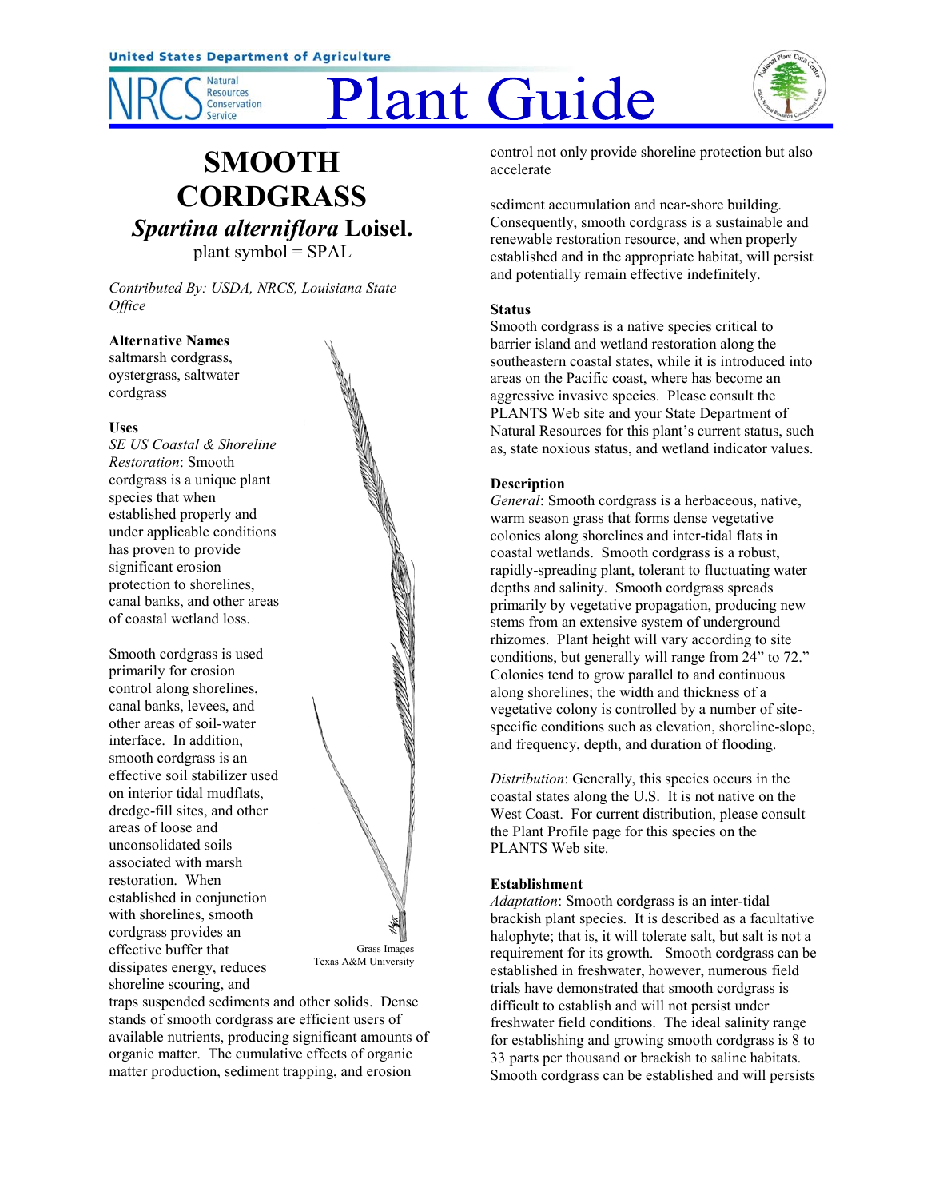United States Department of Agriculture

NRCS Natural Resources Conservation Service

# Plant Guide

# SMOOTH CORDGRASS

## *Spartina alterniflora* Loisel.

plant symbol = SPAL

*Contributed By: USDA, NRCS, Louisiana State Office*

Grass Images
Texas A&M University

### Alternative Names

saltmarsh cordgrass, oystergrass, saltwater cordgrass

### Uses

*SE US Coastal & Shoreline Restoration*: Smooth cordgrass is a unique plant species that when established properly and under applicable conditions has proven to provide significant erosion protection to shorelines, canal banks, and other areas of coastal wetland loss.

Smooth cordgrass is used primarily for erosion control along shorelines, canal banks, levees, and other areas of soil-water interface. In addition, smooth cordgrass is an effective soil stabilizer used on interior tidal mudflats, dredge-fill sites, and other areas of loose and unconsolidated soils associated with marsh restoration. When established in conjunction with shorelines, smooth cordgrass provides an effective buffer that dissipates energy, reduces shoreline scouring, and traps suspended sediments and other solids. Dense stands of smooth cordgrass are efficient users of available nutrients, producing significant amounts of organic matter. The cumulative effects of organic matter production, sediment trapping, and erosion control not only provide shoreline protection but also accelerate

sediment accumulation and near-shore building. Consequently, smooth cordgrass is a sustainable and renewable restoration resource, and when properly established and in the appropriate habitat, will persist and potentially remain effective indefinitely.

### Status

Smooth cordgrass is a native species critical to barrier island and wetland restoration along the southeastern coastal states, while it is introduced into areas on the Pacific coast, where has become an aggressive invasive species. Please consult the PLANTS Web site and your State Department of Natural Resources for this plant's current status, such as, state noxious status, and wetland indicator values.

### Description

*General*: Smooth cordgrass is a herbaceous, native, warm season grass that forms dense vegetative colonies along shorelines and inter-tidal flats in coastal wetlands. Smooth cordgrass is a robust, rapidly-spreading plant, tolerant to fluctuating water depths and salinity. Smooth cordgrass spreads primarily by vegetative propagation, producing new stems from an extensive system of underground rhizomes. Plant height will vary according to site conditions, but generally will range from 24" to 72." Colonies tend to grow parallel to and continuous along shorelines; the width and thickness of a vegetative colony is controlled by a number of site-specific conditions such as elevation, shoreline-slope, and frequency, depth, and duration of flooding.

*Distribution*: Generally, this species occurs in the coastal states along the U.S. It is not native on the West Coast. For current distribution, please consult the Plant Profile page for this species on the PLANTS Web site.

### Establishment

*Adaptation*: Smooth cordgrass is an inter-tidal brackish plant species. It is described as a facultative halophyte; that is, it will tolerate salt, but salt is not a requirement for its growth. Smooth cordgrass can be established in freshwater, however, numerous field trials have demonstrated that smooth cordgrass is difficult to establish and will not persist under freshwater field conditions. The ideal salinity range for establishing and growing smooth cordgrass is 8 to 33 parts per thousand or brackish to saline habitats. Smooth cordgrass can be established and will persists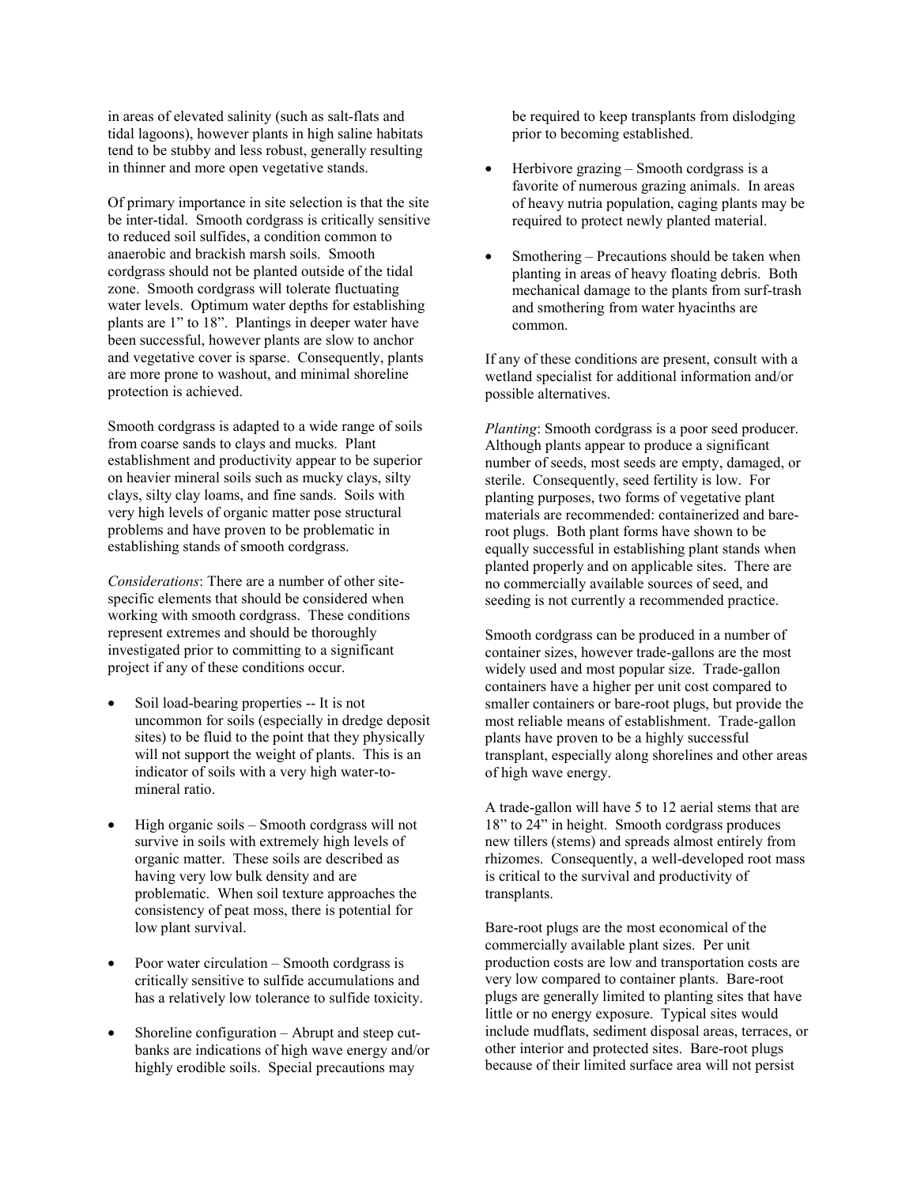in areas of elevated salinity (such as salt-flats and tidal lagoons), however plants in high saline habitats tend to be stubby and less robust, generally resulting in thinner and more open vegetative stands.

Of primary importance in site selection is that the site be inter-tidal. Smooth cordgrass is critically sensitive to reduced soil sulfides, a condition common to anaerobic and brackish marsh soils. Smooth cordgrass should not be planted outside of the tidal zone. Smooth cordgrass will tolerate fluctuating water levels. Optimum water depths for establishing plants are 1" to 18". Plantings in deeper water have been successful, however plants are slow to anchor and vegetative cover is sparse. Consequently, plants are more prone to washout, and minimal shoreline protection is achieved.

Smooth cordgrass is adapted to a wide range of soils from coarse sands to clays and mucks. Plant establishment and productivity appear to be superior on heavier mineral soils such as mucky clays, silty clays, silty clay loams, and fine sands. Soils with very high levels of organic matter pose structural problems and have proven to be problematic in establishing stands of smooth cordgrass.

*Considerations*: There are a number of other site-specific elements that should be considered when working with smooth cordgrass. These conditions represent extremes and should be thoroughly investigated prior to committing to a significant project if any of these conditions occur.

- Soil load-bearing properties -- It is not uncommon for soils (especially in dredge deposit sites) to be fluid to the point that they physically will not support the weight of plants. This is an indicator of soils with a very high water-to-mineral ratio.
- High organic soils – Smooth cordgrass will not survive in soils with extremely high levels of organic matter. These soils are described as having very low bulk density and are problematic. When soil texture approaches the consistency of peat moss, there is potential for low plant survival.
- Poor water circulation – Smooth cordgrass is critically sensitive to sulfide accumulations and has a relatively low tolerance to sulfide toxicity.
- Shoreline configuration – Abrupt and steep cut-banks are indications of high wave energy and/or highly erodible soils. Special precautions may be required to keep transplants from dislodging prior to becoming established.
- Herbivore grazing – Smooth cordgrass is a favorite of numerous grazing animals. In areas of heavy nutria population, caging plants may be required to protect newly planted material.
- Smothering – Precautions should be taken when planting in areas of heavy floating debris. Both mechanical damage to the plants from surf-trash and smothering from water hyacinths are common.

If any of these conditions are present, consult with a wetland specialist for additional information and/or possible alternatives.

*Planting*: Smooth cordgrass is a poor seed producer. Although plants appear to produce a significant number of seeds, most seeds are empty, damaged, or sterile. Consequently, seed fertility is low. For planting purposes, two forms of vegetative plant materials are recommended: containerized and bare-root plugs. Both plant forms have shown to be equally successful in establishing plant stands when planted properly and on applicable sites. There are no commercially available sources of seed, and seeding is not currently a recommended practice.

Smooth cordgrass can be produced in a number of container sizes, however trade-gallons are the most widely used and most popular size. Trade-gallon containers have a higher per unit cost compared to smaller containers or bare-root plugs, but provide the most reliable means of establishment. Trade-gallon plants have proven to be a highly successful transplant, especially along shorelines and other areas of high wave energy.

A trade-gallon will have 5 to 12 aerial stems that are 18" to 24" in height. Smooth cordgrass produces new tillers (stems) and spreads almost entirely from rhizomes. Consequently, a well-developed root mass is critical to the survival and productivity of transplants.

Bare-root plugs are the most economical of the commercially available plant sizes. Per unit production costs are low and transportation costs are very low compared to container plants. Bare-root plugs are generally limited to planting sites that have little or no energy exposure. Typical sites would include mudflats, sediment disposal areas, terraces, or other interior and protected sites. Bare-root plugs because of their limited surface area will not persist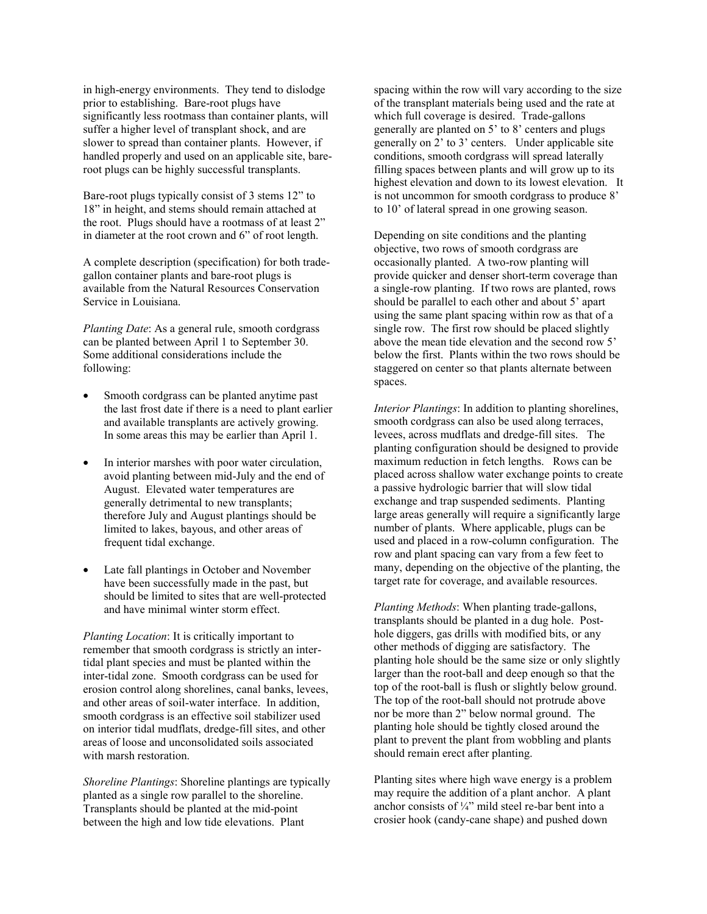in high-energy environments. They tend to dislodge prior to establishing. Bare-root plugs have significantly less rootmass than container plants, will suffer a higher level of transplant shock, and are slower to spread than container plants. However, if handled properly and used on an applicable site, bare-root plugs can be highly successful transplants.

Bare-root plugs typically consist of 3 stems 12" to 18" in height, and stems should remain attached at the root. Plugs should have a rootmass of at least 2" in diameter at the root crown and 6" of root length.

A complete description (specification) for both trade-gallon container plants and bare-root plugs is available from the Natural Resources Conservation Service in Louisiana.

*Planting Date*: As a general rule, smooth cordgrass can be planted between April 1 to September 30. Some additional considerations include the following:

- Smooth cordgrass can be planted anytime past the last frost date if there is a need to plant earlier and available transplants are actively growing. In some areas this may be earlier than April 1.
- In interior marshes with poor water circulation, avoid planting between mid-July and the end of August. Elevated water temperatures are generally detrimental to new transplants; therefore July and August plantings should be limited to lakes, bayous, and other areas of frequent tidal exchange.
- Late fall plantings in October and November have been successfully made in the past, but should be limited to sites that are well-protected and have minimal winter storm effect.

*Planting Location*: It is critically important to remember that smooth cordgrass is strictly an inter-tidal plant species and must be planted within the inter-tidal zone. Smooth cordgrass can be used for erosion control along shorelines, canal banks, levees, and other areas of soil-water interface. In addition, smooth cordgrass is an effective soil stabilizer used on interior tidal mudflats, dredge-fill sites, and other areas of loose and unconsolidated soils associated with marsh restoration.

*Shoreline Plantings*: Shoreline plantings are typically planted as a single row parallel to the shoreline. Transplants should be planted at the mid-point between the high and low tide elevations. Plant spacing within the row will vary according to the size of the transplant materials being used and the rate at which full coverage is desired. Trade-gallons generally are planted on 5' to 8' centers and plugs generally on 2' to 3' centers. Under applicable site conditions, smooth cordgrass will spread laterally filling spaces between plants and will grow up to its highest elevation and down to its lowest elevation. It is not uncommon for smooth cordgrass to produce 8' to 10' of lateral spread in one growing season.

Depending on site conditions and the planting objective, two rows of smooth cordgrass are occasionally planted. A two-row planting will provide quicker and denser short-term coverage than a single-row planting. If two rows are planted, rows should be parallel to each other and about 5' apart using the same plant spacing within row as that of a single row. The first row should be placed slightly above the mean tide elevation and the second row 5' below the first. Plants within the two rows should be staggered on center so that plants alternate between spaces.

*Interior Plantings*: In addition to planting shorelines, smooth cordgrass can also be used along terraces, levees, across mudflats and dredge-fill sites. The planting configuration should be designed to provide maximum reduction in fetch lengths. Rows can be placed across shallow water exchange points to create a passive hydrologic barrier that will slow tidal exchange and trap suspended sediments. Planting large areas generally will require a significantly large number of plants. Where applicable, plugs can be used and placed in a row-column configuration. The row and plant spacing can vary from a few feet to many, depending on the objective of the planting, the target rate for coverage, and available resources.

*Planting Methods*: When planting trade-gallons, transplants should be planted in a dug hole. Post-hole diggers, gas drills with modified bits, or any other methods of digging are satisfactory. The planting hole should be the same size or only slightly larger than the root-ball and deep enough so that the top of the root-ball is flush or slightly below ground. The top of the root-ball should not protrude above nor be more than 2" below normal ground. The planting hole should be tightly closed around the plant to prevent the plant from wobbling and plants should remain erect after planting.

Planting sites where high wave energy is a problem may require the addition of a plant anchor. A plant anchor consists of ¼" mild steel re-bar bent into a crosier hook (candy-cane shape) and pushed down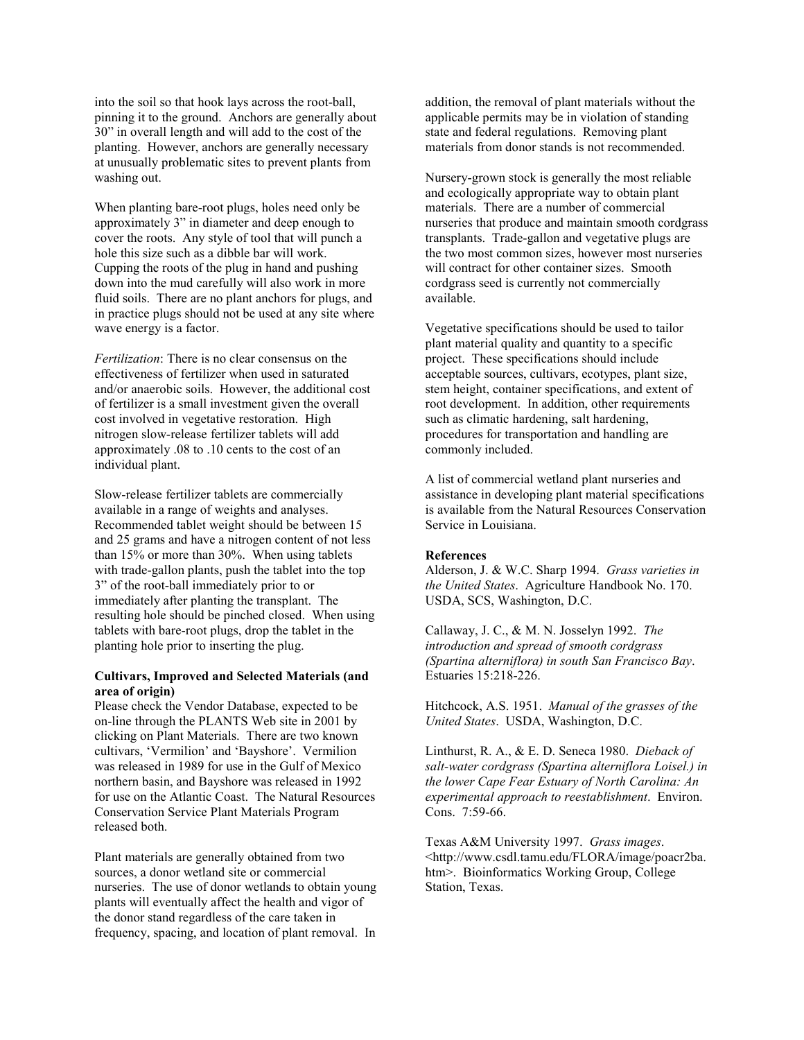into the soil so that hook lays across the root-ball, pinning it to the ground. Anchors are generally about 30" in overall length and will add to the cost of the planting. However, anchors are generally necessary at unusually problematic sites to prevent plants from washing out.

When planting bare-root plugs, holes need only be approximately 3" in diameter and deep enough to cover the roots. Any style of tool that will punch a hole this size such as a dibble bar will work. Cupping the roots of the plug in hand and pushing down into the mud carefully will also work in more fluid soils. There are no plant anchors for plugs, and in practice plugs should not be used at any site where wave energy is a factor.

*Fertilization*: There is no clear consensus on the effectiveness of fertilizer when used in saturated and/or anaerobic soils. However, the additional cost of fertilizer is a small investment given the overall cost involved in vegetative restoration. High nitrogen slow-release fertilizer tablets will add approximately .08 to .10 cents to the cost of an individual plant.

Slow-release fertilizer tablets are commercially available in a range of weights and analyses. Recommended tablet weight should be between 15 and 25 grams and have a nitrogen content of not less than 15% or more than 30%. When using tablets with trade-gallon plants, push the tablet into the top 3" of the root-ball immediately prior to or immediately after planting the transplant. The resulting hole should be pinched closed. When using tablets with bare-root plugs, drop the tablet in the planting hole prior to inserting the plug.

**Cultivars, Improved and Selected Materials (and area of origin)**

Please check the Vendor Database, expected to be on-line through the PLANTS Web site in 2001 by clicking on Plant Materials. There are two known cultivars, 'Vermilion' and 'Bayshore'. Vermilion was released in 1989 for use in the Gulf of Mexico northern basin, and Bayshore was released in 1992 for use on the Atlantic Coast. The Natural Resources Conservation Service Plant Materials Program released both.

Plant materials are generally obtained from two sources, a donor wetland site or commercial nurseries. The use of donor wetlands to obtain young plants will eventually affect the health and vigor of the donor stand regardless of the care taken in frequency, spacing, and location of plant removal. In addition, the removal of plant materials without the applicable permits may be in violation of standing state and federal regulations. Removing plant materials from donor stands is not recommended.

Nursery-grown stock is generally the most reliable and ecologically appropriate way to obtain plant materials. There are a number of commercial nurseries that produce and maintain smooth cordgrass transplants. Trade-gallon and vegetative plugs are the two most common sizes, however most nurseries will contract for other container sizes. Smooth cordgrass seed is currently not commercially available.

Vegetative specifications should be used to tailor plant material quality and quantity to a specific project. These specifications should include acceptable sources, cultivars, ecotypes, plant size, stem height, container specifications, and extent of root development. In addition, other requirements such as climatic hardening, salt hardening, procedures for transportation and handling are commonly included.

A list of commercial wetland plant nurseries and assistance in developing plant material specifications is available from the Natural Resources Conservation Service in Louisiana.

**References**

Alderson, J. & W.C. Sharp 1994. *Grass varieties in the United States*. Agriculture Handbook No. 170. USDA, SCS, Washington, D.C.

Callaway, J. C., & M. N. Josselyn 1992. *The introduction and spread of smooth cordgrass (Spartina alterniflora) in south San Francisco Bay*. Estuaries 15:218-226.

Hitchcock, A.S. 1951. *Manual of the grasses of the United States*. USDA, Washington, D.C.

Linthurst, R. A., & E. D. Seneca 1980. *Dieback of salt-water cordgrass (Spartina alterniflora Loisel.) in the lower Cape Fear Estuary of North Carolina: An experimental approach to reestablishment*. Environ. Cons. 7:59-66.

Texas A&M University 1997. *Grass images*. <http://www.csdl.tamu.edu/FLORA/image/poacr2ba.htm>. Bioinformatics Working Group, College Station, Texas.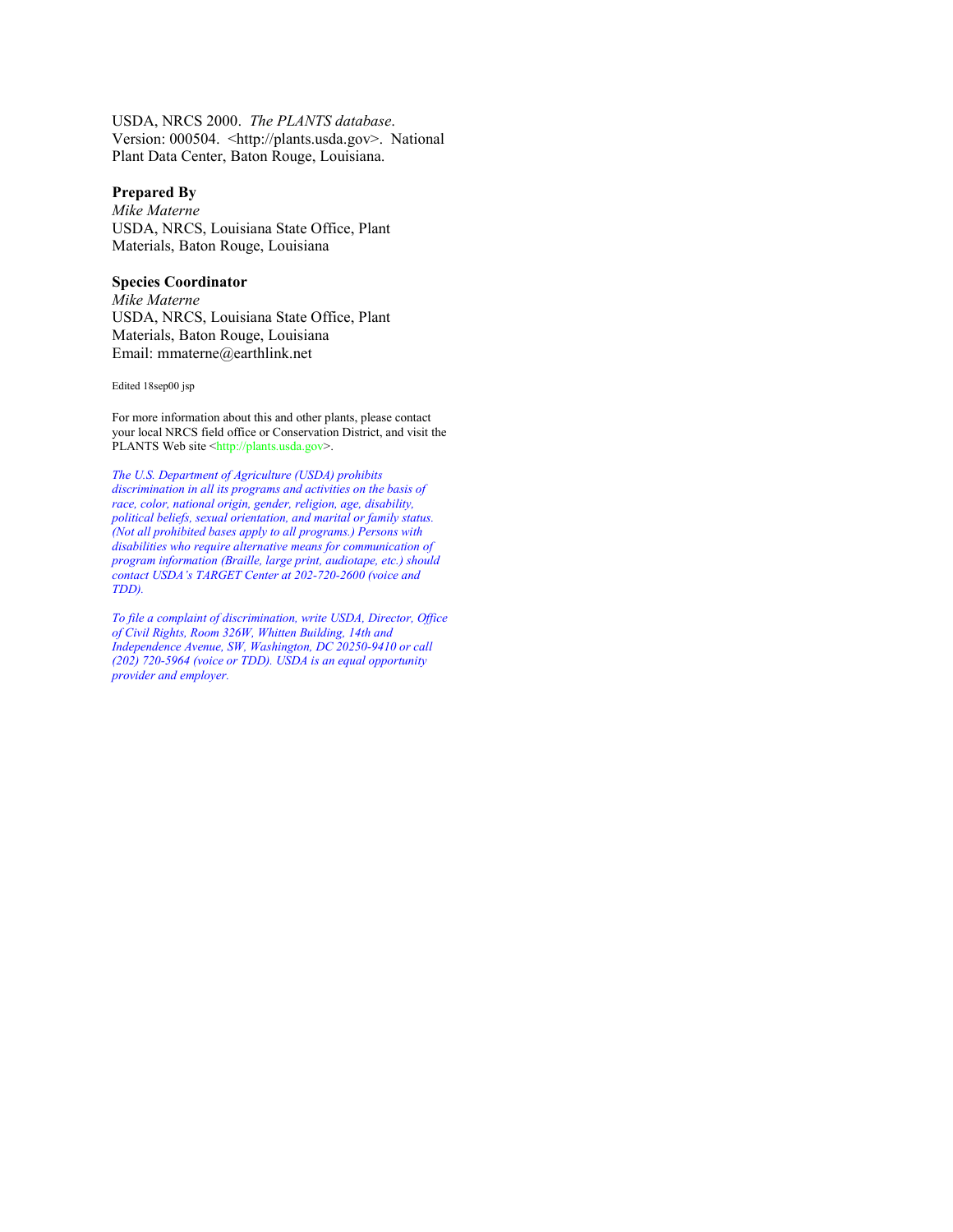USDA, NRCS 2000. *The PLANTS database*. Version: 000504. <http://plants.usda.gov>. National Plant Data Center, Baton Rouge, Louisiana.

**Prepared By**

*Mike Materne*
USDA, NRCS, Louisiana State Office, Plant Materials, Baton Rouge, Louisiana

**Species Coordinator**

*Mike Materne*
USDA, NRCS, Louisiana State Office, Plant Materials, Baton Rouge, Louisiana
Email: mmaterne@earthlink.net

Edited 18sep00 jsp

For more information about this and other plants, please contact your local NRCS field office or Conservation District, and visit the PLANTS Web site <http://plants.usda.gov>.

*The U.S. Department of Agriculture (USDA) prohibits discrimination in all its programs and activities on the basis of race, color, national origin, gender, religion, age, disability, political beliefs, sexual orientation, and marital or family status. (Not all prohibited bases apply to all programs.) Persons with disabilities who require alternative means for communication of program information (Braille, large print, audiotape, etc.) should contact USDA's TARGET Center at 202-720-2600 (voice and TDD).*

*To file a complaint of discrimination, write USDA, Director, Office of Civil Rights, Room 326W, Whitten Building, 14th and Independence Avenue, SW, Washington, DC 20250-9410 or call (202) 720-5964 (voice or TDD). USDA is an equal opportunity provider and employer.*